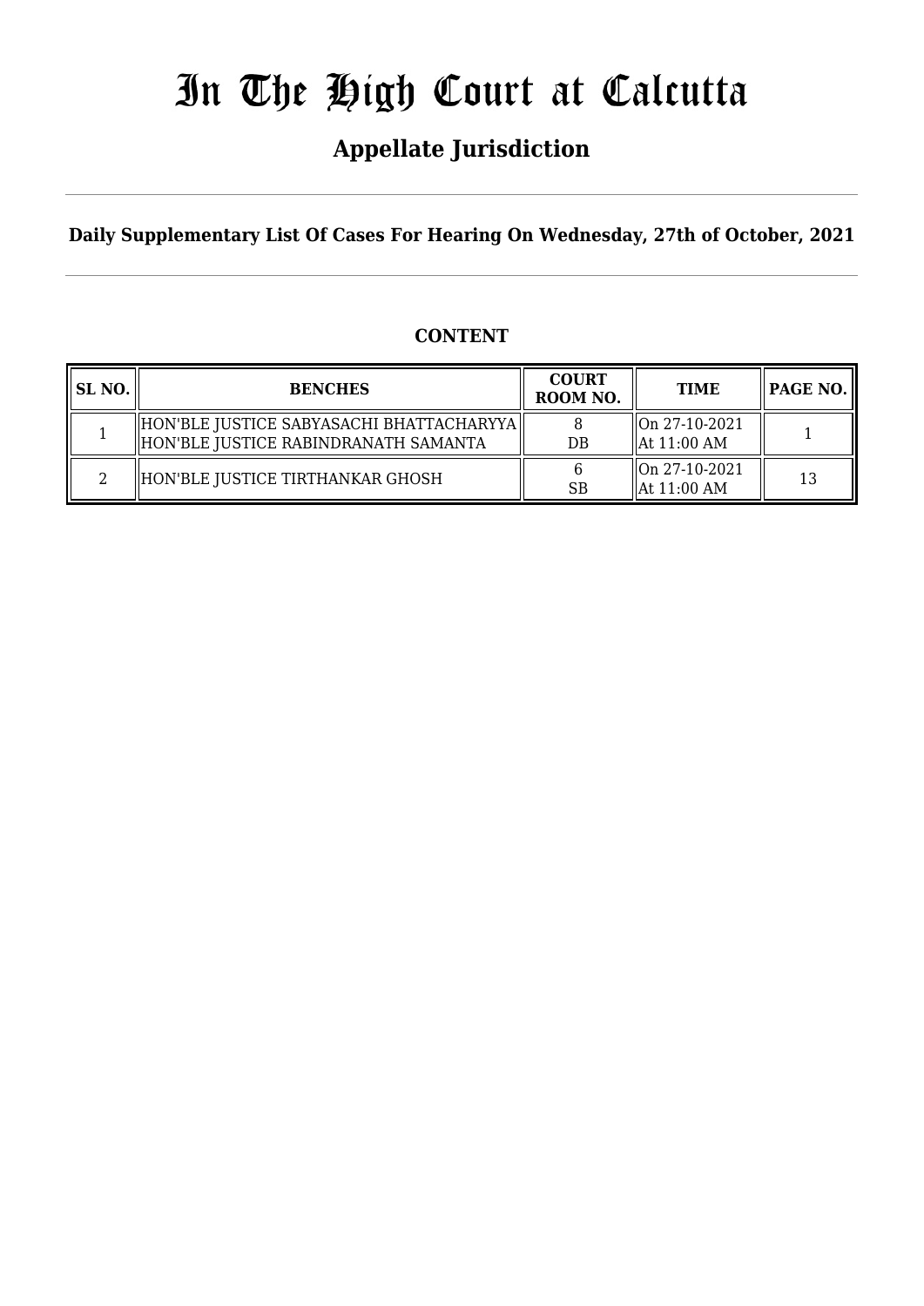# In The High Court at Calcutta

## Appellate Jurisdiction

**Daily Supplementary List Of Cases For Hearing On Wednesday, 27th of October, 2021**

**CONTENT**

| SL NO. | BENCHES | COURT ROOM NO. | TIME | PAGE NO. |
|---|---|---|---|---|
| 1 | HON'BLE JUSTICE SABYASACHI BHATTACHARYYA<br>HON'BLE JUSTICE RABINDRANATH SAMANTA | 8<br>DB | On 27-10-2021<br>At 11:00 AM | 1 |
| 2 | HON'BLE JUSTICE TIRTHANKAR GHOSH | 6<br>SB | On 27-10-2021<br>At 11:00 AM | 13 |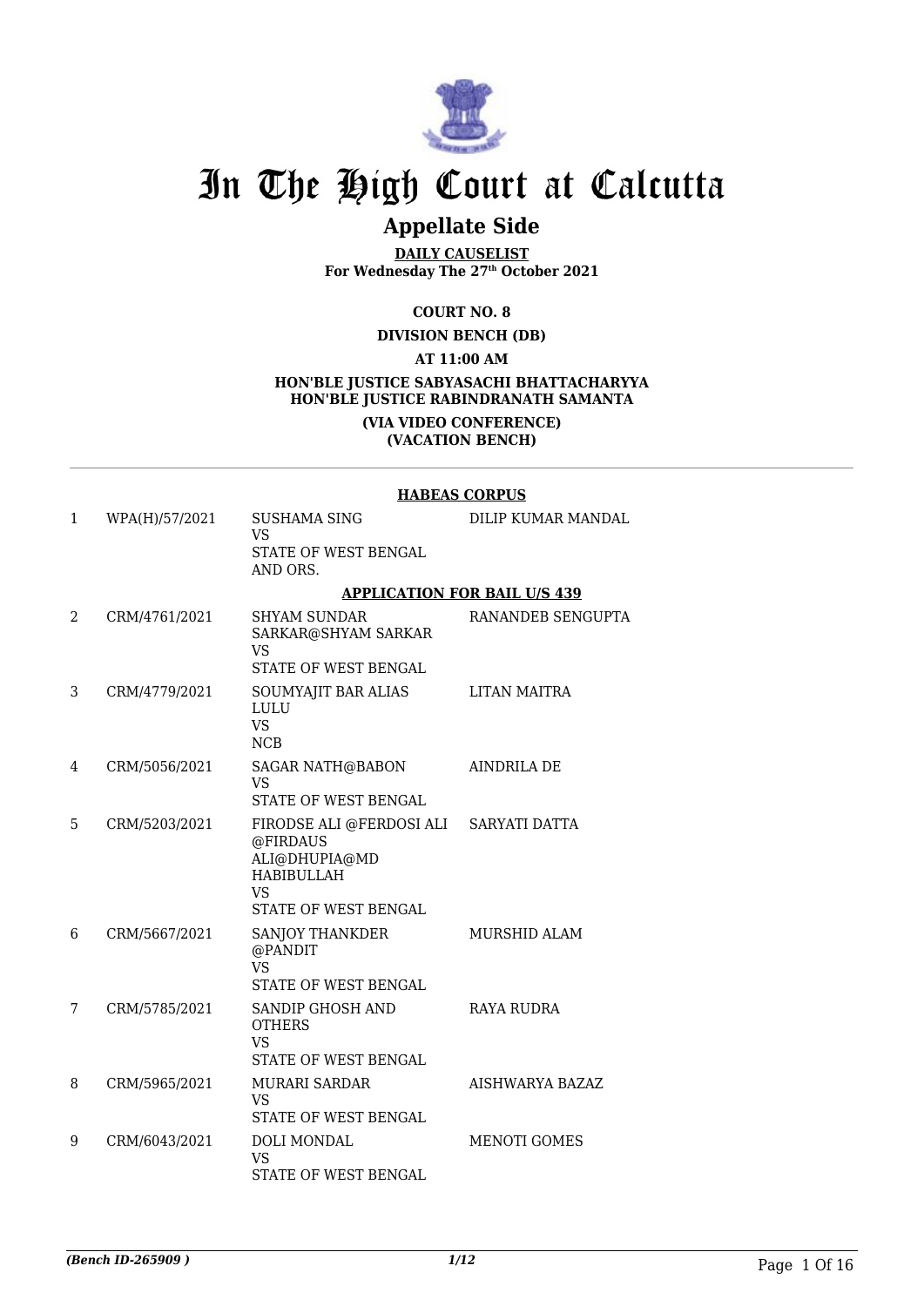# In The High Court at Calcutta

## Appellate Side

**DAILY CAUSELIST**
**For Wednesday The 27th October 2021**

**COURT NO. 8**

**DIVISION BENCH (DB)**

**AT 11:00 AM**

**HON'BLE JUSTICE SABYASACHI BHATTACHARYYA**
**HON'BLE JUSTICE RABINDRANATH SAMANTA**

**(VIA VIDEO CONFERENCE)**
**(VACATION BENCH)**

**HABEAS CORPUS**

| | | | |
|---|---|---|---|
| 1 | WPA(H)/57/2021 | SUSHAMA SING<br>VS<br>STATE OF WEST BENGAL AND ORS. | DILIP KUMAR MANDAL |

**APPLICATION FOR BAIL U/S 439**

| | | | |
|---|---|---|---|
| 2 | CRM/4761/2021 | SHYAM SUNDAR SARKAR@SHYAM SARKAR<br>VS<br>STATE OF WEST BENGAL | RANANDEB SENGUPTA |
| 3 | CRM/4779/2021 | SOUMYAJIT BAR ALIAS LULU<br>VS<br>NCB | LITAN MAITRA |
| 4 | CRM/5056/2021 | SAGAR NATH@BABON<br>VS<br>STATE OF WEST BENGAL | AINDRILA DE |
| 5 | CRM/5203/2021 | FIRODSE ALI @FERDOSI ALI @FIRDAUS ALI@DHUPIA@MD HABIBULLAH<br>VS<br>STATE OF WEST BENGAL | SARYATI DATTA |
| 6 | CRM/5667/2021 | SANJOY THANKDER @PANDIT<br>VS<br>STATE OF WEST BENGAL | MURSHID ALAM |
| 7 | CRM/5785/2021 | SANDIP GHOSH AND OTHERS<br>VS<br>STATE OF WEST BENGAL | RAYA RUDRA |
| 8 | CRM/5965/2021 | MURARI SARDAR<br>VS<br>STATE OF WEST BENGAL | AISHWARYA BAZAZ |
| 9 | CRM/6043/2021 | DOLI MONDAL<br>VS<br>STATE OF WEST BENGAL | MENOTI GOMES |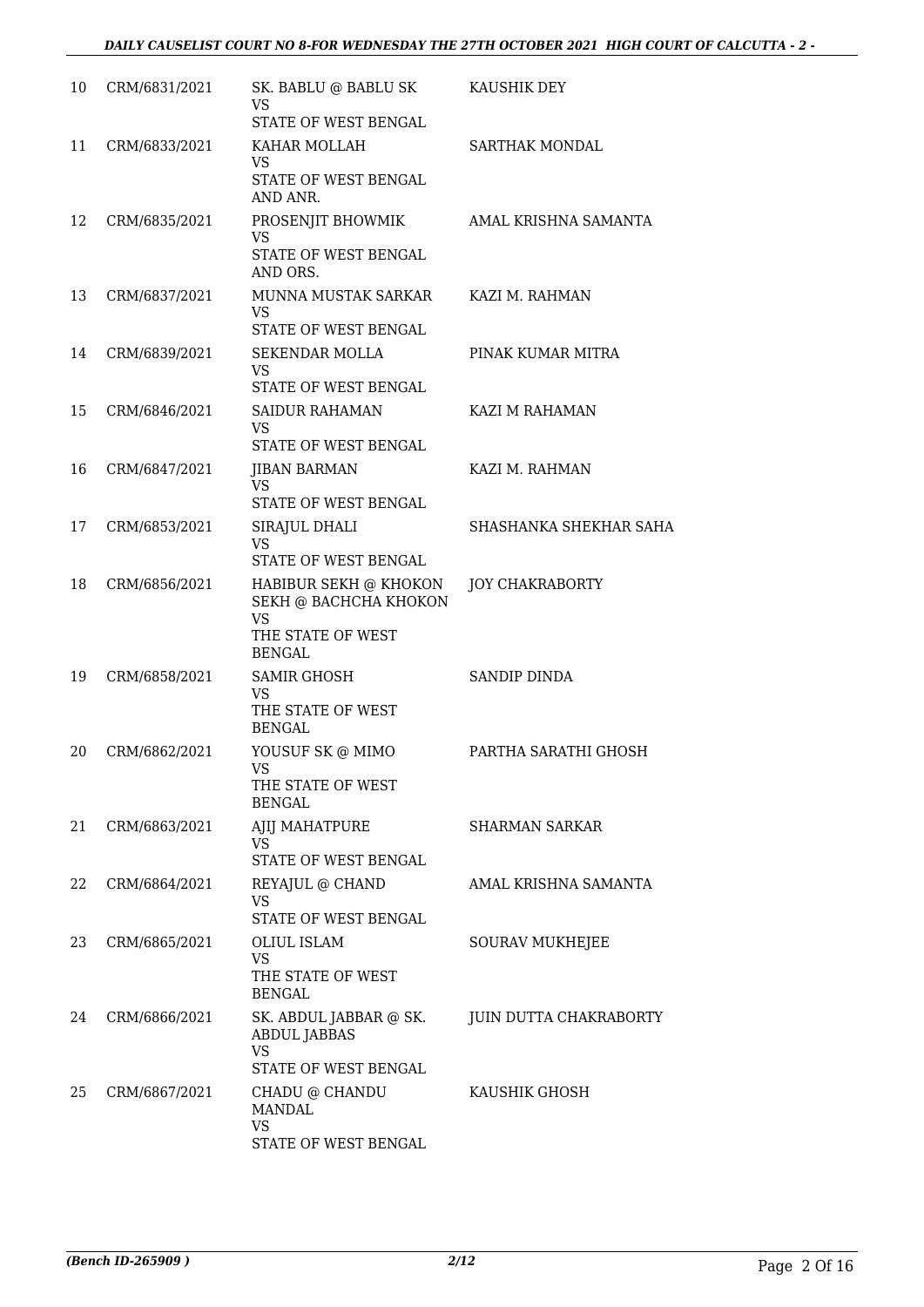| | | | |
|---|---|---|---|
| 10 | CRM/6831/2021 | SK. BABLU @ BABLU SK<br>VS<br>STATE OF WEST BENGAL | KAUSHIK DEY |
| 11 | CRM/6833/2021 | KAHAR MOLLAH<br>VS<br>STATE OF WEST BENGAL AND ANR. | SARTHAK MONDAL |
| 12 | CRM/6835/2021 | PROSENJIT BHOWMIK<br>VS<br>STATE OF WEST BENGAL AND ORS. | AMAL KRISHNA SAMANTA |
| 13 | CRM/6837/2021 | MUNNA MUSTAK SARKAR<br>VS<br>STATE OF WEST BENGAL | KAZI M. RAHMAN |
| 14 | CRM/6839/2021 | SEKENDAR MOLLA<br>VS<br>STATE OF WEST BENGAL | PINAK KUMAR MITRA |
| 15 | CRM/6846/2021 | SAIDUR RAHAMAN<br>VS<br>STATE OF WEST BENGAL | KAZI M RAHAMAN |
| 16 | CRM/6847/2021 | JIBAN BARMAN<br>VS<br>STATE OF WEST BENGAL | KAZI M. RAHMAN |
| 17 | CRM/6853/2021 | SIRAJUL DHALI<br>VS<br>STATE OF WEST BENGAL | SHASHANKA SHEKHAR SAHA |
| 18 | CRM/6856/2021 | HABIBUR SEKH @ KHOKON SEKH @ BACHCHA KHOKON<br>VS<br>THE STATE OF WEST BENGAL | JOY CHAKRABORTY |
| 19 | CRM/6858/2021 | SAMIR GHOSH<br>VS<br>THE STATE OF WEST BENGAL | SANDIP DINDA |
| 20 | CRM/6862/2021 | YOUSUF SK @ MIMO<br>VS<br>THE STATE OF WEST BENGAL | PARTHA SARATHI GHOSH |
| 21 | CRM/6863/2021 | AJIJ MAHATPURE<br>VS<br>STATE OF WEST BENGAL | SHARMAN SARKAR |
| 22 | CRM/6864/2021 | REYAJUL @ CHAND<br>VS<br>STATE OF WEST BENGAL | AMAL KRISHNA SAMANTA |
| 23 | CRM/6865/2021 | OLIUL ISLAM<br>VS<br>THE STATE OF WEST BENGAL | SOURAV MUKHEJEE |
| 24 | CRM/6866/2021 | SK. ABDUL JABBAR @ SK. ABDUL JABBAS<br>VS<br>STATE OF WEST BENGAL | JUIN DUTTA CHAKRABORTY |
| 25 | CRM/6867/2021 | CHADU @ CHANDU MANDAL<br>VS<br>STATE OF WEST BENGAL | KAUSHIK GHOSH |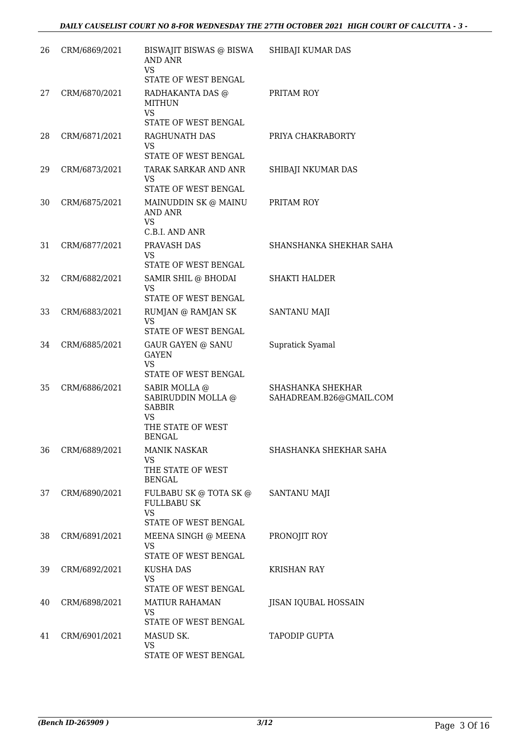| 26 | CRM/6869/2021 | BISWAJIT BISWAS @ BISWA AND ANR VS STATE OF WEST BENGAL | SHIBAJI KUMAR DAS |
|---|---|---|---|
| 27 | CRM/6870/2021 | RADHAKANTA DAS @ MITHUN VS STATE OF WEST BENGAL | PRITAM ROY |
| 28 | CRM/6871/2021 | RAGHUNATH DAS VS STATE OF WEST BENGAL | PRIYA CHAKRABORTY |
| 29 | CRM/6873/2021 | TARAK SARKAR AND ANR VS STATE OF WEST BENGAL | SHIBAJI NKUMAR DAS |
| 30 | CRM/6875/2021 | MAINUDDIN SK @ MAINU AND ANR VS C.B.I. AND ANR | PRITAM ROY |
| 31 | CRM/6877/2021 | PRAVASH DAS VS STATE OF WEST BENGAL | SHANSHANKA SHEKHAR SAHA |
| 32 | CRM/6882/2021 | SAMIR SHIL @ BHODAI VS STATE OF WEST BENGAL | SHAKTI HALDER |
| 33 | CRM/6883/2021 | RUMJAN @ RAMJAN SK VS STATE OF WEST BENGAL | SANTANU MAJI |
| 34 | CRM/6885/2021 | GAUR GAYEN @ SANU GAYEN VS STATE OF WEST BENGAL | Supratick Syamal |
| 35 | CRM/6886/2021 | SABIR MOLLA @ SABIRUDDIN MOLLA @ SABBIR VS THE STATE OF WEST BENGAL | SHASHANKA SHEKHAR SAHADREAM.B26@GMAIL.COM |
| 36 | CRM/6889/2021 | MANIK NASKAR VS THE STATE OF WEST BENGAL | SHASHANKA SHEKHAR SAHA |
| 37 | CRM/6890/2021 | FULBABU SK @ TOTA SK @ FULLBABU SK VS STATE OF WEST BENGAL | SANTANU MAJI |
| 38 | CRM/6891/2021 | MEENA SINGH @ MEENA VS STATE OF WEST BENGAL | PRONOJIT ROY |
| 39 | CRM/6892/2021 | KUSHA DAS VS STATE OF WEST BENGAL | KRISHAN RAY |
| 40 | CRM/6898/2021 | MATIUR RAHAMAN VS STATE OF WEST BENGAL | JISAN IQUBAL HOSSAIN |
| 41 | CRM/6901/2021 | MASUD SK. VS STATE OF WEST BENGAL | TAPODIP GUPTA |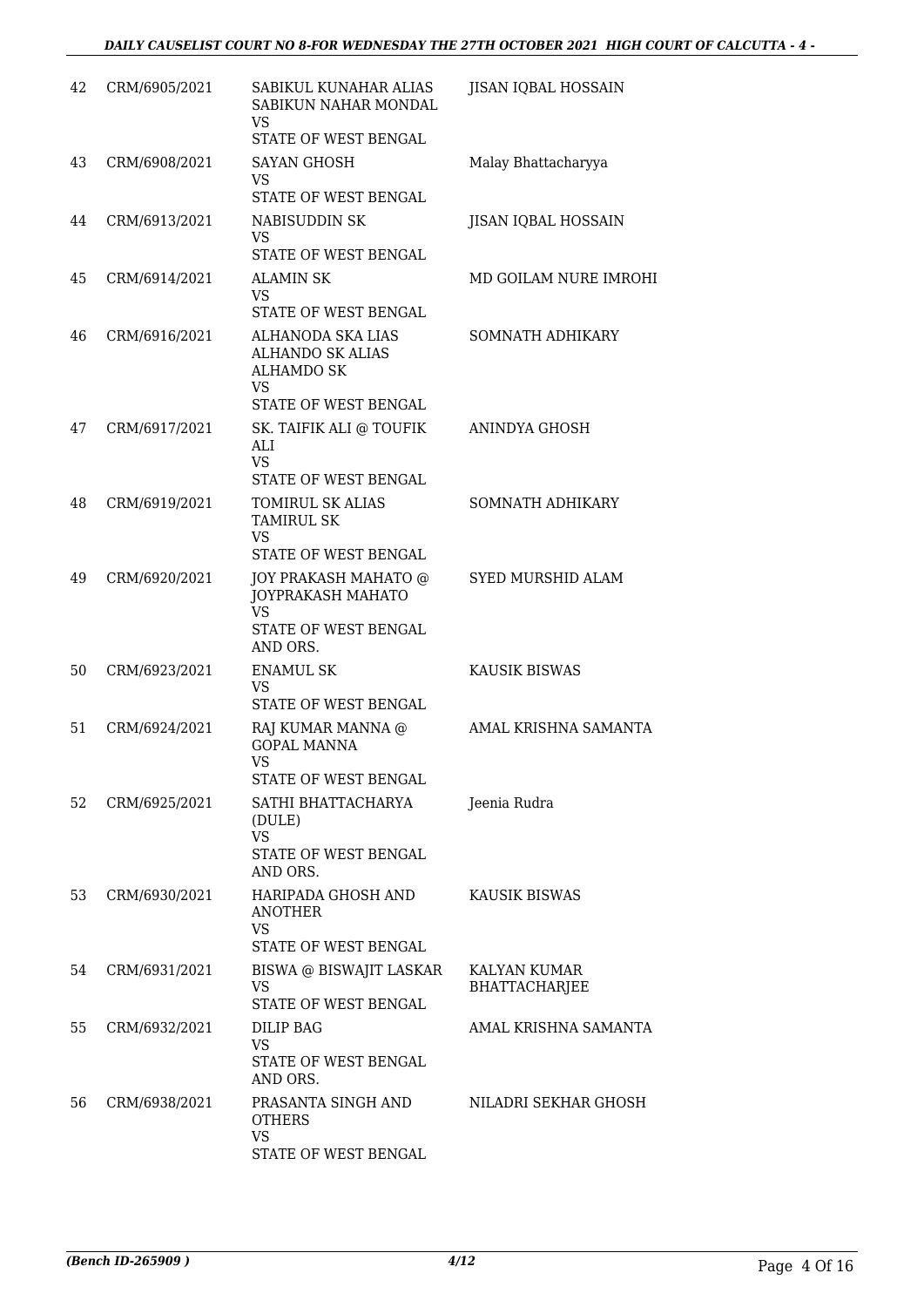| 42 | CRM/6905/2021 | SABIKUL KUNAHAR ALIAS SABIKUN NAHAR MONDAL VS STATE OF WEST BENGAL | JISAN IQBAL HOSSAIN |
|---|---|---|---|
| 43 | CRM/6908/2021 | SAYAN GHOSH VS STATE OF WEST BENGAL | Malay Bhattacharyya |
| 44 | CRM/6913/2021 | NABISUDDIN SK VS STATE OF WEST BENGAL | JISAN IQBAL HOSSAIN |
| 45 | CRM/6914/2021 | ALAMIN SK VS STATE OF WEST BENGAL | MD GOILAM NURE IMROHI |
| 46 | CRM/6916/2021 | ALHANODA SKA LIAS ALHANDO SK ALIAS ALHAMDO SK VS STATE OF WEST BENGAL | SOMNATH ADHIKARY |
| 47 | CRM/6917/2021 | SK. TAIFIK ALI @ TOUFIK ALI VS STATE OF WEST BENGAL | ANINDYA GHOSH |
| 48 | CRM/6919/2021 | TOMIRUL SK ALIAS TAMIRUL SK VS STATE OF WEST BENGAL | SOMNATH ADHIKARY |
| 49 | CRM/6920/2021 | JOY PRAKASH MAHATO @ JOYPRAKASH MAHATO VS STATE OF WEST BENGAL AND ORS. | SYED MURSHID ALAM |
| 50 | CRM/6923/2021 | ENAMUL SK VS STATE OF WEST BENGAL | KAUSIK BISWAS |
| 51 | CRM/6924/2021 | RAJ KUMAR MANNA @ GOPAL MANNA VS STATE OF WEST BENGAL | AMAL KRISHNA SAMANTA |
| 52 | CRM/6925/2021 | SATHI BHATTACHARYA (DULE) VS STATE OF WEST BENGAL AND ORS. | Jeenia Rudra |
| 53 | CRM/6930/2021 | HARIPADA GHOSH AND ANOTHER VS STATE OF WEST BENGAL | KAUSIK BISWAS |
| 54 | CRM/6931/2021 | BISWA @ BISWAJIT LASKAR VS STATE OF WEST BENGAL | KALYAN KUMAR BHATTACHARJEE |
| 55 | CRM/6932/2021 | DILIP BAG VS STATE OF WEST BENGAL AND ORS. | AMAL KRISHNA SAMANTA |
| 56 | CRM/6938/2021 | PRASANTA SINGH AND OTHERS VS STATE OF WEST BENGAL | NILADRI SEKHAR GHOSH |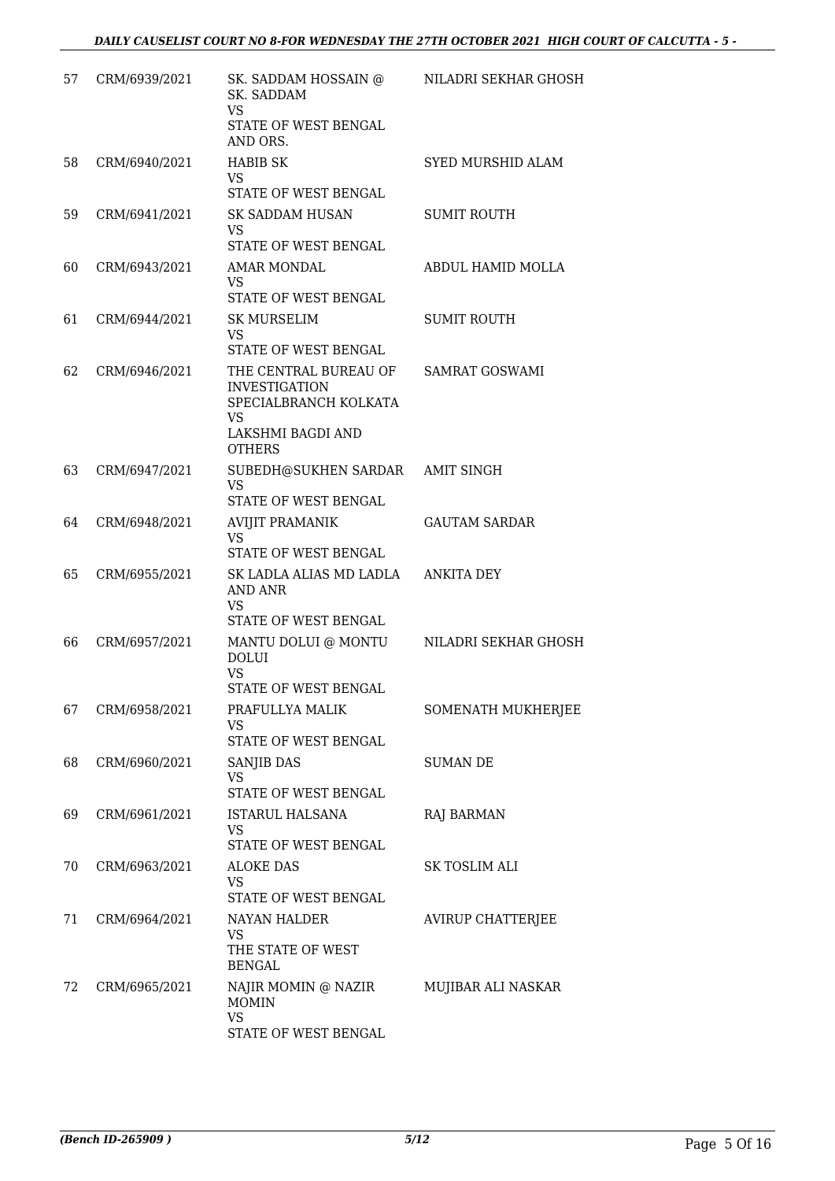| 57 | CRM/6939/2021 | SK. SADDAM HOSSAIN @ SK. SADDAM<br>VS<br>STATE OF WEST BENGAL AND ORS. | NILADRI SEKHAR GHOSH |
|---|---|---|---|
| 58 | CRM/6940/2021 | HABIB SK<br>VS<br>STATE OF WEST BENGAL | SYED MURSHID ALAM |
| 59 | CRM/6941/2021 | SK SADDAM HUSAN<br>VS<br>STATE OF WEST BENGAL | SUMIT ROUTH |
| 60 | CRM/6943/2021 | AMAR MONDAL<br>VS<br>STATE OF WEST BENGAL | ABDUL HAMID MOLLA |
| 61 | CRM/6944/2021 | SK MURSELIM<br>VS<br>STATE OF WEST BENGAL | SUMIT ROUTH |
| 62 | CRM/6946/2021 | THE CENTRAL BUREAU OF INVESTIGATION SPECIALBRANCH KOLKATA<br>VS<br>LAKSHMI BAGDI AND OTHERS | SAMRAT GOSWAMI |
| 63 | CRM/6947/2021 | SUBEDH@SUKHEN SARDAR<br>VS<br>STATE OF WEST BENGAL | AMIT SINGH |
| 64 | CRM/6948/2021 | AVIJIT PRAMANIK<br>VS<br>STATE OF WEST BENGAL | GAUTAM SARDAR |
| 65 | CRM/6955/2021 | SK LADLA ALIAS MD LADLA AND ANR<br>VS<br>STATE OF WEST BENGAL | ANKITA DEY |
| 66 | CRM/6957/2021 | MANTU DOLUI @ MONTU DOLUI<br>VS<br>STATE OF WEST BENGAL | NILADRI SEKHAR GHOSH |
| 67 | CRM/6958/2021 | PRAFULLYA MALIK<br>VS<br>STATE OF WEST BENGAL | SOMENATH MUKHERJEE |
| 68 | CRM/6960/2021 | SANJIB DAS<br>VS<br>STATE OF WEST BENGAL | SUMAN DE |
| 69 | CRM/6961/2021 | ISTARUL HALSANA<br>VS<br>STATE OF WEST BENGAL | RAJ BARMAN |
| 70 | CRM/6963/2021 | ALOKE DAS<br>VS<br>STATE OF WEST BENGAL | SK TOSLIM ALI |
| 71 | CRM/6964/2021 | NAYAN HALDER<br>VS<br>THE STATE OF WEST BENGAL | AVIRUP CHATTERJEE |
| 72 | CRM/6965/2021 | NAJIR MOMIN @ NAZIR MOMIN<br>VS<br>STATE OF WEST BENGAL | MUJIBAR ALI NASKAR |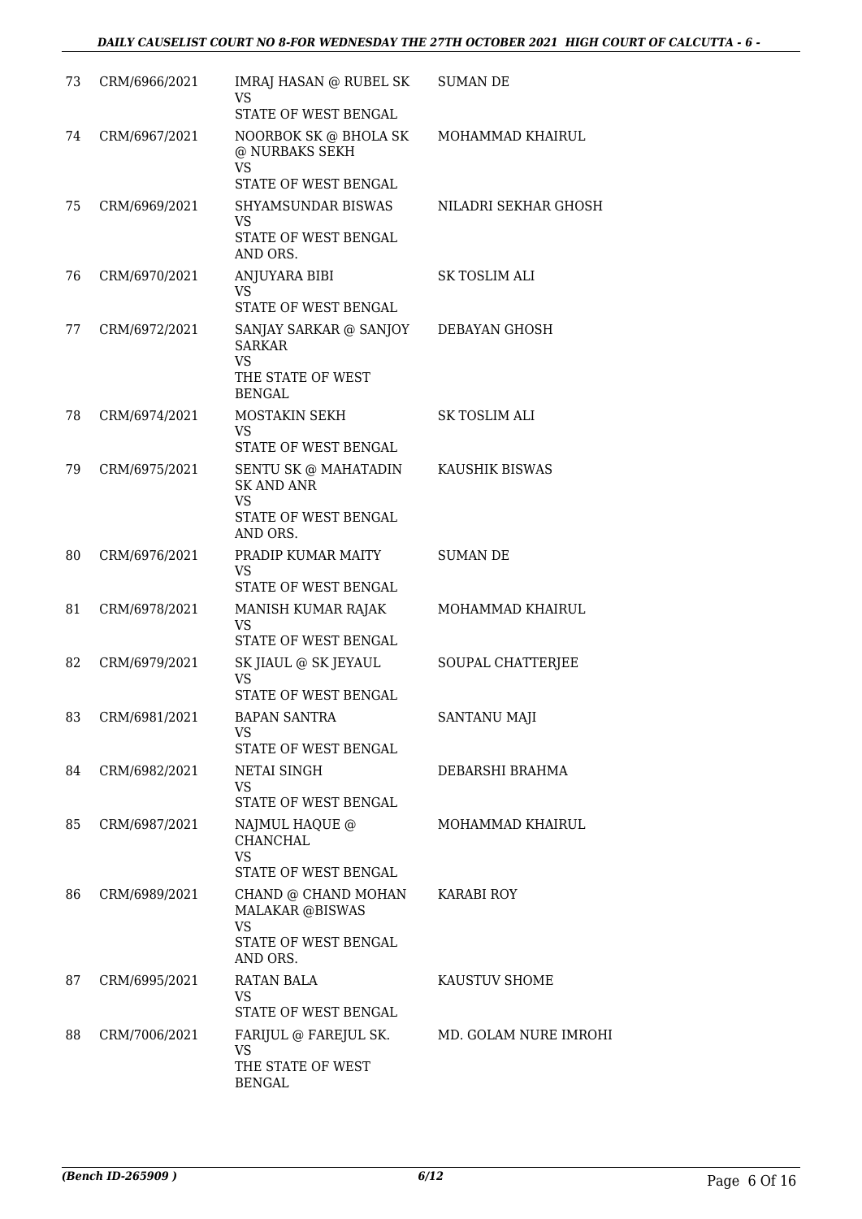| | | | |
|---|---|---|---|
| 73 | CRM/6966/2021 | IMRAJ HASAN @ RUBEL SK<br>VS<br>STATE OF WEST BENGAL | SUMAN DE |
| 74 | CRM/6967/2021 | NOORBOK SK @ BHOLA SK @ NURBAKS SEKH<br>VS<br>STATE OF WEST BENGAL | MOHAMMAD KHAIRUL |
| 75 | CRM/6969/2021 | SHYAMSUNDAR BISWAS<br>VS<br>STATE OF WEST BENGAL AND ORS. | NILADRI SEKHAR GHOSH |
| 76 | CRM/6970/2021 | ANJUYARA BIBI<br>VS<br>STATE OF WEST BENGAL | SK TOSLIM ALI |
| 77 | CRM/6972/2021 | SANJAY SARKAR @ SANJOY SARKAR<br>VS<br>THE STATE OF WEST BENGAL | DEBAYAN GHOSH |
| 78 | CRM/6974/2021 | MOSTAKIN SEKH<br>VS<br>STATE OF WEST BENGAL | SK TOSLIM ALI |
| 79 | CRM/6975/2021 | SENTU SK @ MAHATADIN SK AND ANR<br>VS<br>STATE OF WEST BENGAL AND ORS. | KAUSHIK BISWAS |
| 80 | CRM/6976/2021 | PRADIP KUMAR MAITY<br>VS<br>STATE OF WEST BENGAL | SUMAN DE |
| 81 | CRM/6978/2021 | MANISH KUMAR RAJAK<br>VS<br>STATE OF WEST BENGAL | MOHAMMAD KHAIRUL |
| 82 | CRM/6979/2021 | SK JIAUL @ SK JEYAUL<br>VS<br>STATE OF WEST BENGAL | SOUPAL CHATTERJEE |
| 83 | CRM/6981/2021 | BAPAN SANTRA<br>VS<br>STATE OF WEST BENGAL | SANTANU MAJI |
| 84 | CRM/6982/2021 | NETAI SINGH<br>VS<br>STATE OF WEST BENGAL | DEBARSHI BRAHMA |
| 85 | CRM/6987/2021 | NAJMUL HAQUE @ CHANCHAL<br>VS<br>STATE OF WEST BENGAL | MOHAMMAD KHAIRUL |
| 86 | CRM/6989/2021 | CHAND @ CHAND MOHAN MALAKAR @BISWAS<br>VS<br>STATE OF WEST BENGAL AND ORS. | KARABI ROY |
| 87 | CRM/6995/2021 | RATAN BALA<br>VS<br>STATE OF WEST BENGAL | KAUSTUV SHOME |
| 88 | CRM/7006/2021 | FARIJUL @ FAREJUL SK.<br>VS<br>THE STATE OF WEST BENGAL | MD. GOLAM NURE IMROHI |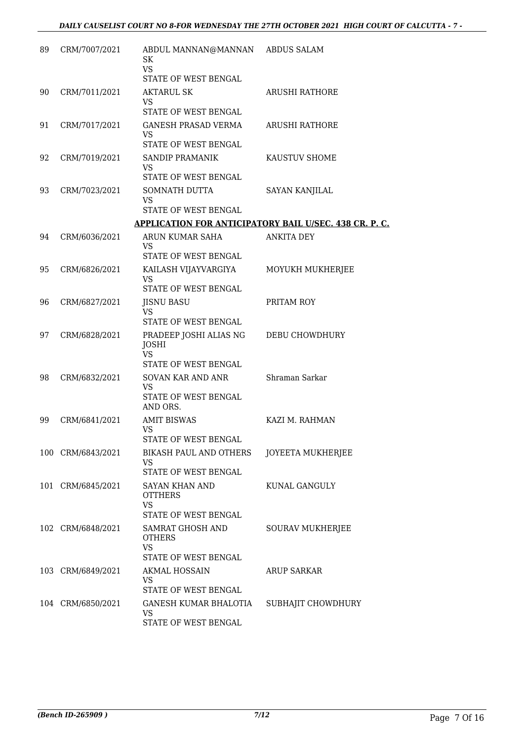| | | | |
|---|---|---|---|
| 89 | CRM/7007/2021 | ABDUL MANNAN@MANNAN SK<br>VS<br>STATE OF WEST BENGAL | ABDUS SALAM |
| 90 | CRM/7011/2021 | AKTARUL SK<br>VS<br>STATE OF WEST BENGAL | ARUSHI RATHORE |
| 91 | CRM/7017/2021 | GANESH PRASAD VERMA<br>VS<br>STATE OF WEST BENGAL | ARUSHI RATHORE |
| 92 | CRM/7019/2021 | SANDIP PRAMANIK<br>VS<br>STATE OF WEST BENGAL | KAUSTUV SHOME |
| 93 | CRM/7023/2021 | SOMNATH DUTTA<br>VS<br>STATE OF WEST BENGAL | SAYAN KANJILAL |

**APPLICATION FOR ANTICIPATORY BAIL U/SEC. 438 CR. P. C.**

| | | | |
|---|---|---|---|
| 94 | CRM/6036/2021 | ARUN KUMAR SAHA<br>VS<br>STATE OF WEST BENGAL | ANKITA DEY |
| 95 | CRM/6826/2021 | KAILASH VIJAYVARGIYA<br>VS<br>STATE OF WEST BENGAL | MOYUKH MUKHERJEE |
| 96 | CRM/6827/2021 | JISNU BASU<br>VS<br>STATE OF WEST BENGAL | PRITAM ROY |
| 97 | CRM/6828/2021 | PRADEEP JOSHI ALIAS NG JOSHI<br>VS<br>STATE OF WEST BENGAL | DEBU CHOWDHURY |
| 98 | CRM/6832/2021 | SOVAN KAR AND ANR<br>VS<br>STATE OF WEST BENGAL AND ORS. | Shraman Sarkar |
| 99 | CRM/6841/2021 | AMIT BISWAS<br>VS<br>STATE OF WEST BENGAL | KAZI M. RAHMAN |
| 100 | CRM/6843/2021 | BIKASH PAUL AND OTHERS<br>VS<br>STATE OF WEST BENGAL | JOYEETA MUKHERJEE |
| 101 | CRM/6845/2021 | SAYAN KHAN AND OTTHERS<br>VS<br>STATE OF WEST BENGAL | KUNAL GANGULY |
| 102 | CRM/6848/2021 | SAMRAT GHOSH AND OTHERS<br>VS<br>STATE OF WEST BENGAL | SOURAV MUKHERJEE |
| 103 | CRM/6849/2021 | AKMAL HOSSAIN<br>VS<br>STATE OF WEST BENGAL | ARUP SARKAR |
| 104 | CRM/6850/2021 | GANESH KUMAR BHALOTIA<br>VS<br>STATE OF WEST BENGAL | SUBHAJIT CHOWDHURY |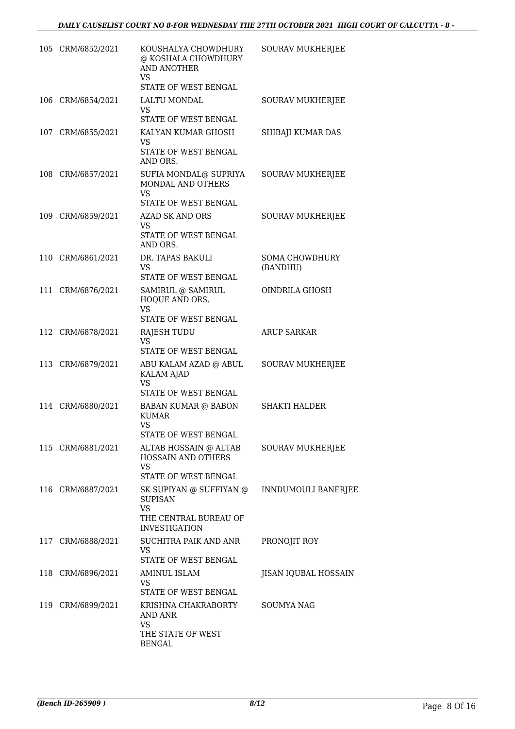| | | | |
|---|---|---|---|
| 105 | CRM/6852/2021 | KOUSHALYA CHOWDHURY @ KOSHALA CHOWDHURY AND ANOTHER<br>VS<br>STATE OF WEST BENGAL | SOURAV MUKHERJEE |
| 106 | CRM/6854/2021 | LALTU MONDAL<br>VS<br>STATE OF WEST BENGAL | SOURAV MUKHERJEE |
| 107 | CRM/6855/2021 | KALYAN KUMAR GHOSH<br>VS<br>STATE OF WEST BENGAL AND ORS. | SHIBAJI KUMAR DAS |
| 108 | CRM/6857/2021 | SUFIA MONDAL@ SUPRIYA MONDAL AND OTHERS<br>VS<br>STATE OF WEST BENGAL | SOURAV MUKHERJEE |
| 109 | CRM/6859/2021 | AZAD SK AND ORS<br>VS<br>STATE OF WEST BENGAL AND ORS. | SOURAV MUKHERJEE |
| 110 | CRM/6861/2021 | DR. TAPAS BAKULI<br>VS<br>STATE OF WEST BENGAL | SOMA CHOWDHURY (BANDHU) |
| 111 | CRM/6876/2021 | SAMIRUL @ SAMIRUL HOQUE AND ORS.<br>VS<br>STATE OF WEST BENGAL | OINDRILA GHOSH |
| 112 | CRM/6878/2021 | RAJESH TUDU<br>VS<br>STATE OF WEST BENGAL | ARUP SARKAR |
| 113 | CRM/6879/2021 | ABU KALAM AZAD @ ABUL KALAM AJAD<br>VS<br>STATE OF WEST BENGAL | SOURAV MUKHERJEE |
| 114 | CRM/6880/2021 | BABAN KUMAR @ BABON KUMAR<br>VS<br>STATE OF WEST BENGAL | SHAKTI HALDER |
| 115 | CRM/6881/2021 | ALTAB HOSSAIN @ ALTAB HOSSAIN AND OTHERS<br>VS<br>STATE OF WEST BENGAL | SOURAV MUKHERJEE |
| 116 | CRM/6887/2021 | SK SUPIYAN @ SUFFIYAN @ SUPISAN<br>VS<br>THE CENTRAL BUREAU OF INVESTIGATION | INNDUMOULI BANERJEE |
| 117 | CRM/6888/2021 | SUCHITRA PAIK AND ANR<br>VS<br>STATE OF WEST BENGAL | PRONOJIT ROY |
| 118 | CRM/6896/2021 | AMINUL ISLAM<br>VS<br>STATE OF WEST BENGAL | JISAN IQUBAL HOSSAIN |
| 119 | CRM/6899/2021 | KRISHNA CHAKRABORTY AND ANR<br>VS<br>THE STATE OF WEST BENGAL | SOUMYA NAG |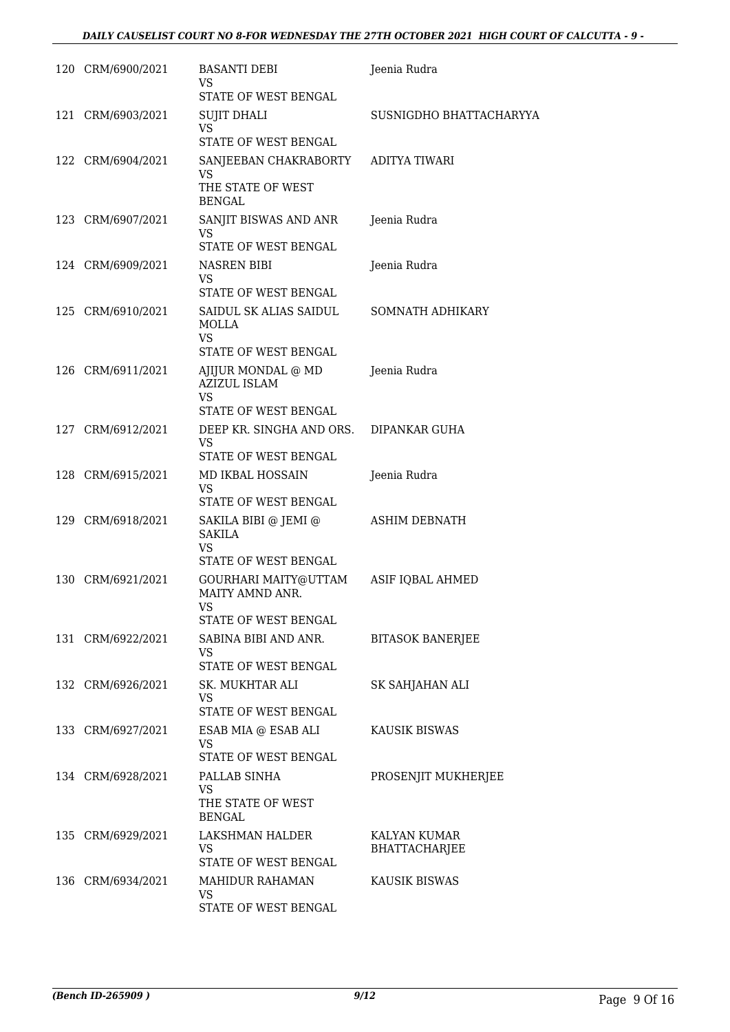| | | | |
|---|---|---|---|
| 120 | CRM/6900/2021 | BASANTI DEBI<br>VS<br>STATE OF WEST BENGAL | Jeenia Rudra |
| 121 | CRM/6903/2021 | SUJIT DHALI<br>VS<br>STATE OF WEST BENGAL | SUSNIGDHO BHATTACHARYYA |
| 122 | CRM/6904/2021 | SANJEEBAN CHAKRABORTY<br>VS<br>THE STATE OF WEST BENGAL | ADITYA TIWARI |
| 123 | CRM/6907/2021 | SANJIT BISWAS AND ANR<br>VS<br>STATE OF WEST BENGAL | Jeenia Rudra |
| 124 | CRM/6909/2021 | NASREN BIBI<br>VS<br>STATE OF WEST BENGAL | Jeenia Rudra |
| 125 | CRM/6910/2021 | SAIDUL SK ALIAS SAIDUL MOLLA<br>VS<br>STATE OF WEST BENGAL | SOMNATH ADHIKARY |
| 126 | CRM/6911/2021 | AJIJUR MONDAL @ MD AZIZUL ISLAM<br>VS<br>STATE OF WEST BENGAL | Jeenia Rudra |
| 127 | CRM/6912/2021 | DEEP KR. SINGHA AND ORS.<br>VS<br>STATE OF WEST BENGAL | DIPANKAR GUHA |
| 128 | CRM/6915/2021 | MD IKBAL HOSSAIN<br>VS<br>STATE OF WEST BENGAL | Jeenia Rudra |
| 129 | CRM/6918/2021 | SAKILA BIBI @ JEMI @ SAKILA<br>VS<br>STATE OF WEST BENGAL | ASHIM DEBNATH |
| 130 | CRM/6921/2021 | GOURHARI MAITY@UTTAM MAITY AMND ANR.<br>VS<br>STATE OF WEST BENGAL | ASIF IQBAL AHMED |
| 131 | CRM/6922/2021 | SABINA BIBI AND ANR.<br>VS<br>STATE OF WEST BENGAL | BITASOK BANERJEE |
| 132 | CRM/6926/2021 | SK. MUKHTAR ALI<br>VS<br>STATE OF WEST BENGAL | SK SAHJAHAN ALI |
| 133 | CRM/6927/2021 | ESAB MIA @ ESAB ALI<br>VS<br>STATE OF WEST BENGAL | KAUSIK BISWAS |
| 134 | CRM/6928/2021 | PALLAB SINHA<br>VS<br>THE STATE OF WEST BENGAL | PROSENJIT MUKHERJEE |
| 135 | CRM/6929/2021 | LAKSHMAN HALDER<br>VS<br>STATE OF WEST BENGAL | KALYAN KUMAR BHATTACHARJEE |
| 136 | CRM/6934/2021 | MAHIDUR RAHAMAN<br>VS<br>STATE OF WEST BENGAL | KAUSIK BISWAS |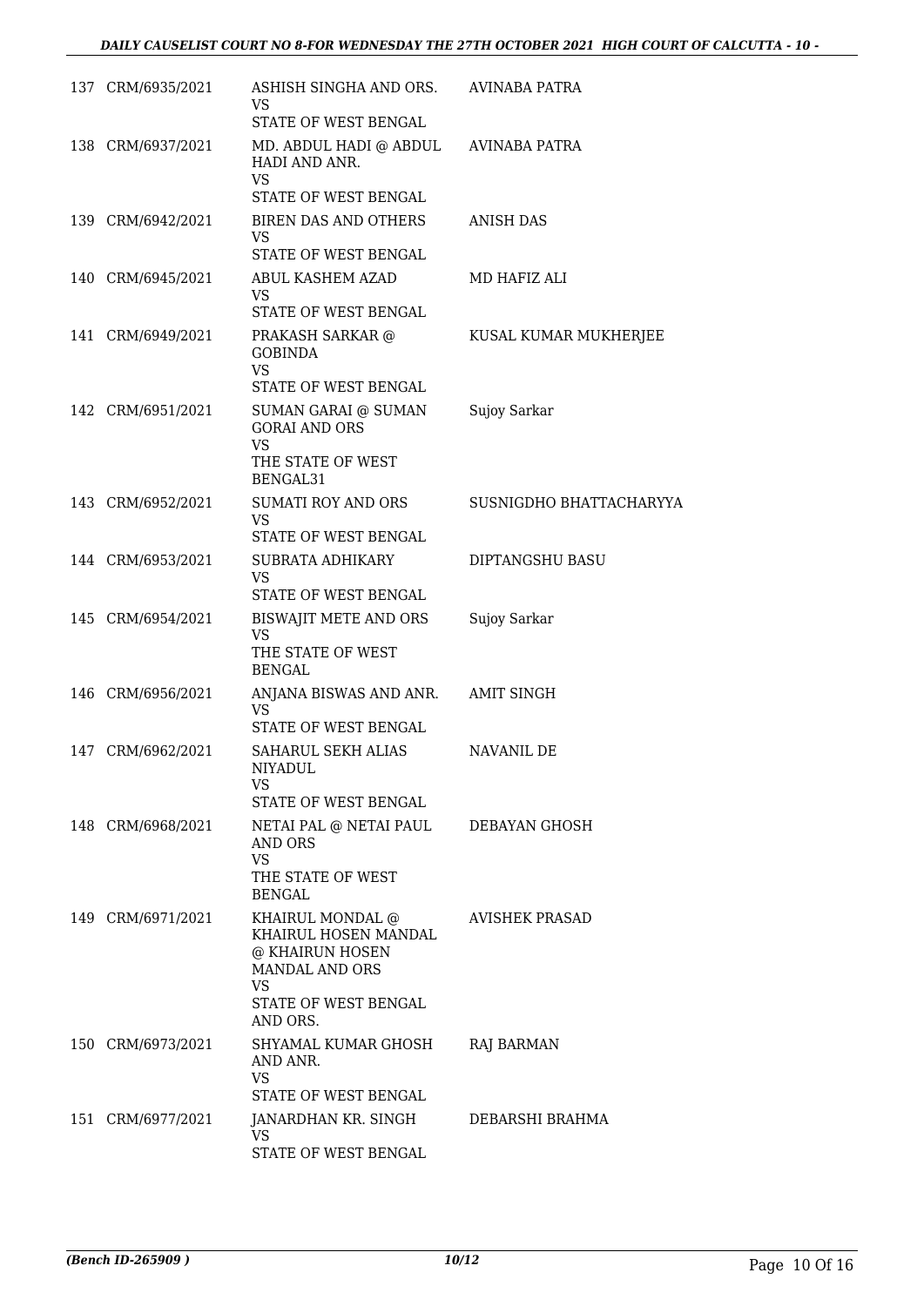| | | | |
|---|---|---|---|
| 137 | CRM/6935/2021 | ASHISH SINGHA AND ORS.<br>VS<br>STATE OF WEST BENGAL | AVINABA PATRA |
| 138 | CRM/6937/2021 | MD. ABDUL HADI @ ABDUL HADI AND ANR.<br>VS<br>STATE OF WEST BENGAL | AVINABA PATRA |
| 139 | CRM/6942/2021 | BIREN DAS AND OTHERS<br>VS<br>STATE OF WEST BENGAL | ANISH DAS |
| 140 | CRM/6945/2021 | ABUL KASHEM AZAD<br>VS<br>STATE OF WEST BENGAL | MD HAFIZ ALI |
| 141 | CRM/6949/2021 | PRAKASH SARKAR @ GOBINDA<br>VS<br>STATE OF WEST BENGAL | KUSAL KUMAR MUKHERJEE |
| 142 | CRM/6951/2021 | SUMAN GARAI @ SUMAN GORAI AND ORS<br>VS<br>THE STATE OF WEST BENGAL31 | Sujoy Sarkar |
| 143 | CRM/6952/2021 | SUMATI ROY AND ORS<br>VS<br>STATE OF WEST BENGAL | SUSNIGDHO BHATTACHARYYA |
| 144 | CRM/6953/2021 | SUBRATA ADHIKARY<br>VS<br>STATE OF WEST BENGAL | DIPTANGSHU BASU |
| 145 | CRM/6954/2021 | BISWAJIT METE AND ORS<br>VS<br>THE STATE OF WEST BENGAL | Sujoy Sarkar |
| 146 | CRM/6956/2021 | ANJANA BISWAS AND ANR.<br>VS<br>STATE OF WEST BENGAL | AMIT SINGH |
| 147 | CRM/6962/2021 | SAHARUL SEKH ALIAS NIYADUL<br>VS<br>STATE OF WEST BENGAL | NAVANIL DE |
| 148 | CRM/6968/2021 | NETAI PAL @ NETAI PAUL AND ORS<br>VS<br>THE STATE OF WEST BENGAL | DEBAYAN GHOSH |
| 149 | CRM/6971/2021 | KHAIRUL MONDAL @ KHAIRUL HOSEN MANDAL @ KHAIRUN HOSEN MANDAL AND ORS<br>VS<br>STATE OF WEST BENGAL AND ORS. | AVISHEK PRASAD |
| 150 | CRM/6973/2021 | SHYAMAL KUMAR GHOSH AND ANR.<br>VS<br>STATE OF WEST BENGAL | RAJ BARMAN |
| 151 | CRM/6977/2021 | JANARDHAN KR. SINGH<br>VS<br>STATE OF WEST BENGAL | DEBARSHI BRAHMA |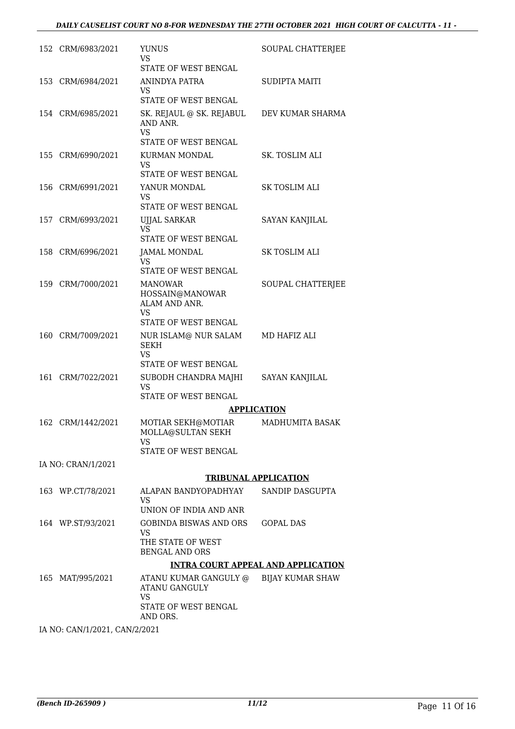| | | | |
|---|---|---|---|
| 152 | CRM/6983/2021 | YUNUS<br>VS<br>STATE OF WEST BENGAL | SOUPAL CHATTERJEE |
| 153 | CRM/6984/2021 | ANINDYA PATRA<br>VS<br>STATE OF WEST BENGAL | SUDIPTA MAITI |
| 154 | CRM/6985/2021 | SK. REJAUL @ SK. REJABUL AND ANR.<br>VS<br>STATE OF WEST BENGAL | DEV KUMAR SHARMA |
| 155 | CRM/6990/2021 | KURMAN MONDAL<br>VS<br>STATE OF WEST BENGAL | SK. TOSLIM ALI |
| 156 | CRM/6991/2021 | YANUR MONDAL<br>VS<br>STATE OF WEST BENGAL | SK TOSLIM ALI |
| 157 | CRM/6993/2021 | UJJAL SARKAR<br>VS<br>STATE OF WEST BENGAL | SAYAN KANJILAL |
| 158 | CRM/6996/2021 | JAMAL MONDAL<br>VS<br>STATE OF WEST BENGAL | SK TOSLIM ALI |
| 159 | CRM/7000/2021 | MANOWAR HOSSAIN@MANOWAR ALAM AND ANR.<br>VS<br>STATE OF WEST BENGAL | SOUPAL CHATTERJEE |
| 160 | CRM/7009/2021 | NUR ISLAM@ NUR SALAM SEKH<br>VS<br>STATE OF WEST BENGAL | MD HAFIZ ALI |
| 161 | CRM/7022/2021 | SUBODH CHANDRA MAJHI<br>VS<br>STATE OF WEST BENGAL | SAYAN KANJILAL |

**APPLICATION**

| | | | |
|---|---|---|---|
| 162 | CRM/1442/2021 | MOTIAR SEKH@MOTIAR MOLLA@SULTAN SEKH<br>VS<br>STATE OF WEST BENGAL | MADHUMITA BASAK |

IA NO: CRAN/1/2021

**TRIBUNAL APPLICATION**

| | | | |
|---|---|---|---|
| 163 | WP.CT/78/2021 | ALAPAN BANDYOPADHYAY<br>VS<br>UNION OF INDIA AND ANR | SANDIP DASGUPTA |
| 164 | WP.ST/93/2021 | GOBINDA BISWAS AND ORS<br>VS<br>THE STATE OF WEST BENGAL AND ORS | GOPAL DAS |

**INTRA COURT APPEAL AND APPLICATION**

| | | | |
|---|---|---|---|
| 165 | MAT/995/2021 | ATANU KUMAR GANGULY @ ATANU GANGULY<br>VS<br>STATE OF WEST BENGAL AND ORS. | BIJAY KUMAR SHAW |

IA NO: CAN/1/2021, CAN/2/2021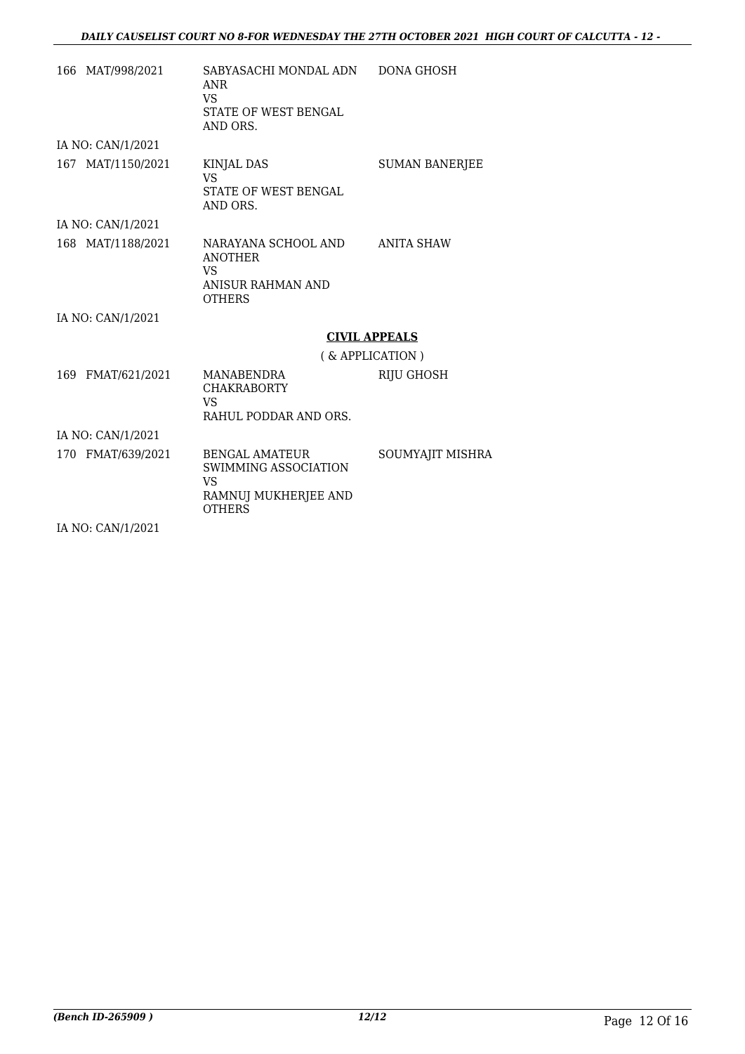| | | | |
|---|---|---|---|
| 166 | MAT/998/2021 | SABYASACHI MONDAL ADN ANR<br>VS<br>STATE OF WEST BENGAL AND ORS. | DONA GHOSH |
| | IA NO: CAN/1/2021 | | |
| 167 | MAT/1150/2021 | KINJAL DAS<br>VS<br>STATE OF WEST BENGAL AND ORS. | SUMAN BANERJEE |
| | IA NO: CAN/1/2021 | | |
| 168 | MAT/1188/2021 | NARAYANA SCHOOL AND ANOTHER<br>VS<br>ANISUR RAHMAN AND OTHERS | ANITA SHAW |
| | IA NO: CAN/1/2021 | | |

**CIVIL APPEALS**

( & APPLICATION )

| | | | |
|---|---|---|---|
| 169 | FMAT/621/2021 | MANABENDRA CHAKRABORTY<br>VS<br>RAHUL PODDAR AND ORS. | RIJU GHOSH |
| | IA NO: CAN/1/2021 | | |
| 170 | FMAT/639/2021 | BENGAL AMATEUR SWIMMING ASSOCIATION<br>VS<br>RAMNUJ MUKHERJEE AND OTHERS | SOUMYAJIT MISHRA |
| | IA NO: CAN/1/2021 | | |

*(Bench ID-265909 )* 12/12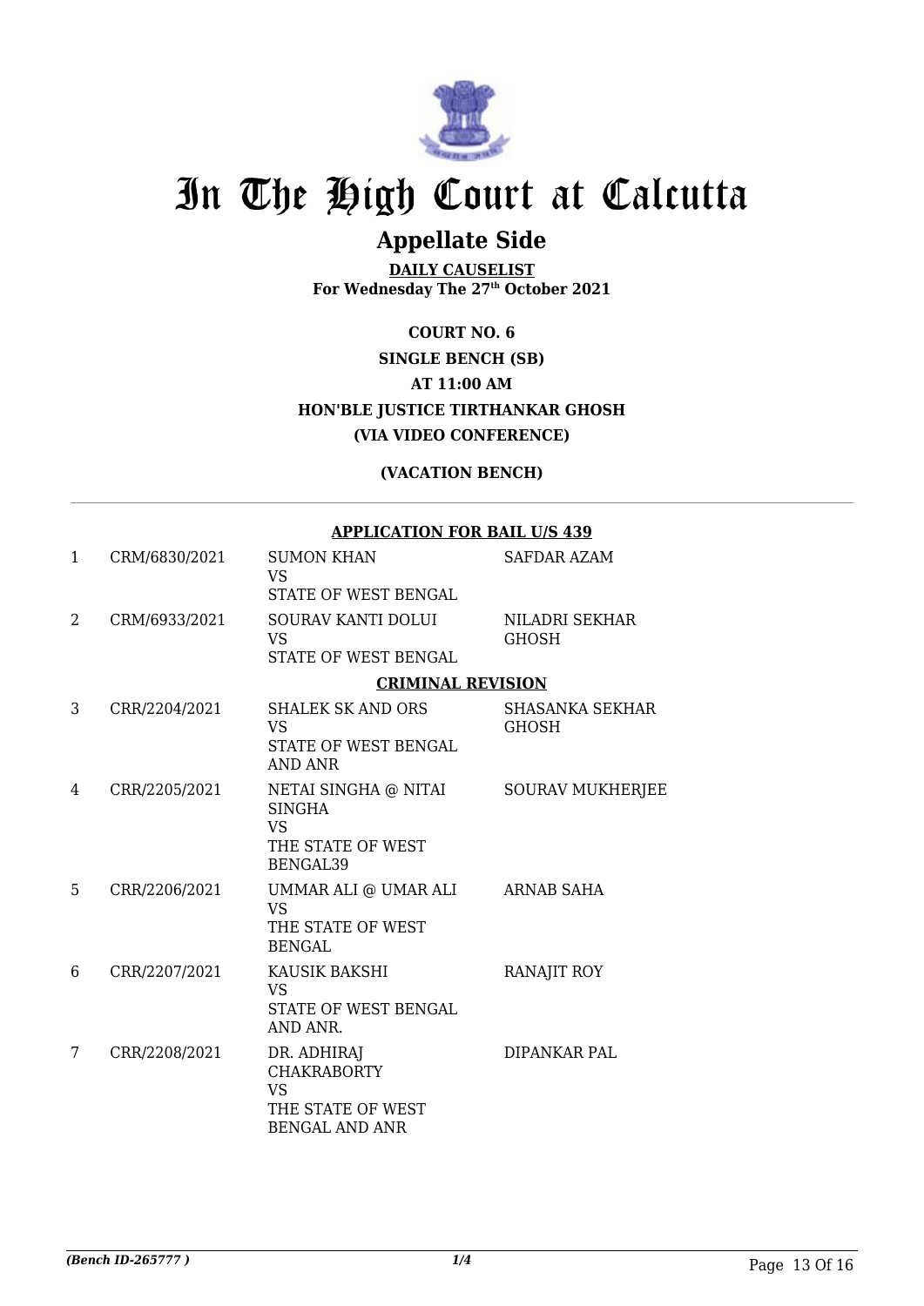# In The High Court at Calcutta

## Appellate Side

**DAILY CAUSELIST**
**For Wednesday The 27th October 2021**

**COURT NO. 6**
**SINGLE BENCH (SB)**
**AT 11:00 AM**
**HON'BLE JUSTICE TIRTHANKAR GHOSH**
**(VIA VIDEO CONFERENCE)**

**(VACATION BENCH)**

**APPLICATION FOR BAIL U/S 439**

| | | | |
|---|---|---|---|
| 1 | CRM/6830/2021 | SUMON KHAN VS STATE OF WEST BENGAL | SAFDAR AZAM |
| 2 | CRM/6933/2021 | SOURAV KANTI DOLUI VS STATE OF WEST BENGAL | NILADRI SEKHAR GHOSH |

**CRIMINAL REVISION**

| | | | |
|---|---|---|---|
| 3 | CRR/2204/2021 | SHALEK SK AND ORS VS STATE OF WEST BENGAL AND ANR | SHASANKA SEKHAR GHOSH |
| 4 | CRR/2205/2021 | NETAI SINGHA @ NITAI SINGHA VS THE STATE OF WEST BENGAL39 | SOURAV MUKHERJEE |
| 5 | CRR/2206/2021 | UMMAR ALI @ UMAR ALI VS THE STATE OF WEST BENGAL | ARNAB SAHA |
| 6 | CRR/2207/2021 | KAUSIK BAKSHI VS STATE OF WEST BENGAL AND ANR. | RANAJIT ROY |
| 7 | CRR/2208/2021 | DR. ADHIRAJ CHAKRABORTY VS THE STATE OF WEST BENGAL AND ANR | DIPANKAR PAL |

*(Bench ID-265777 )*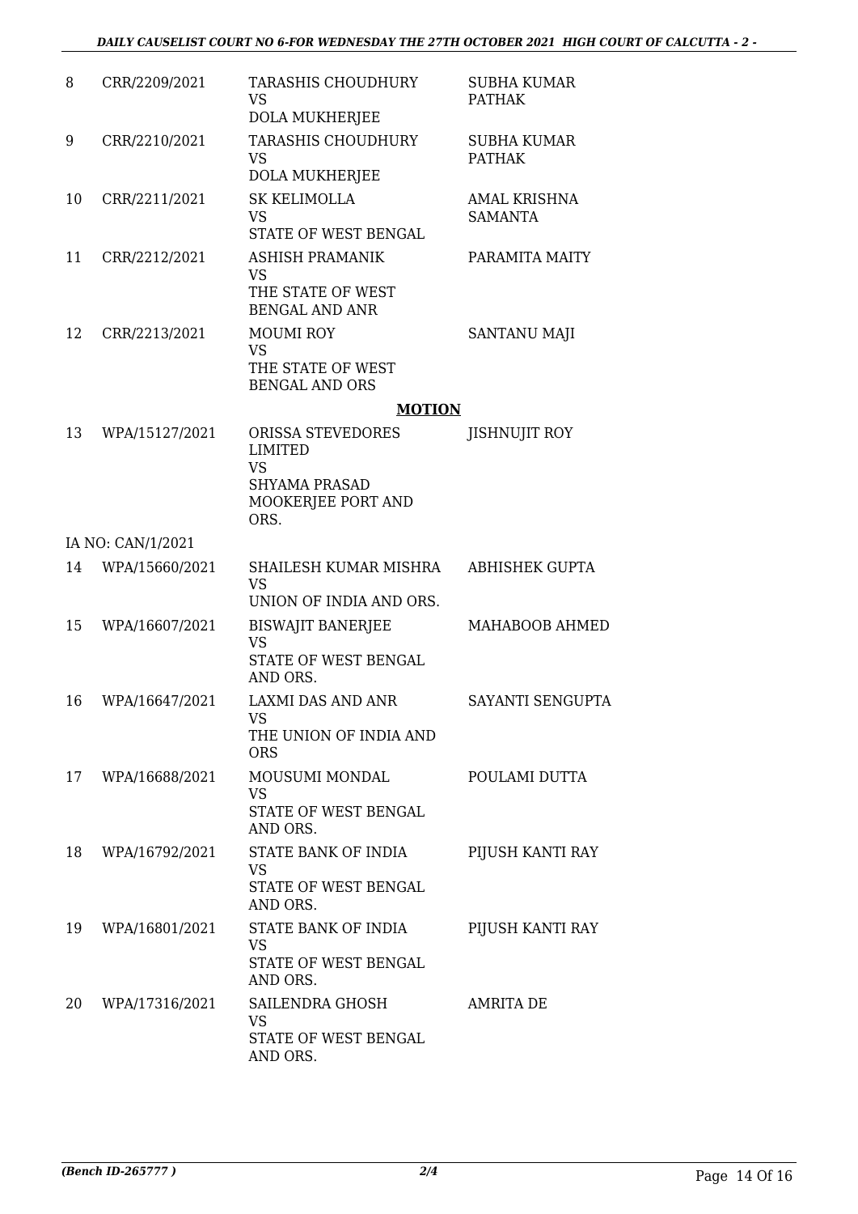| 8 | CRR/2209/2021 | TARASHIS CHOUDHURY<br>VS<br>DOLA MUKHERJEE | SUBHA KUMAR PATHAK |
|---|---|---|---|
| 9 | CRR/2210/2021 | TARASHIS CHOUDHURY<br>VS<br>DOLA MUKHERJEE | SUBHA KUMAR PATHAK |
| 10 | CRR/2211/2021 | SK KELIMOLLA<br>VS<br>STATE OF WEST BENGAL | AMAL KRISHNA SAMANTA |
| 11 | CRR/2212/2021 | ASHISH PRAMANIK<br>VS<br>THE STATE OF WEST BENGAL AND ANR | PARAMITA MAITY |
| 12 | CRR/2213/2021 | MOUMI ROY<br>VS<br>THE STATE OF WEST BENGAL AND ORS | SANTANU MAJI |

**MOTION**

| 13 | WPA/15127/2021 | ORISSA STEVEDORES LIMITED<br>VS<br>SHYAMA PRASAD MOOKERJEE PORT AND ORS. | JISHNUJIT ROY |
|---|---|---|---|
| | IA NO: CAN/1/2021 | | |
| 14 | WPA/15660/2021 | SHAILESH KUMAR MISHRA<br>VS<br>UNION OF INDIA AND ORS. | ABHISHEK GUPTA |
| 15 | WPA/16607/2021 | BISWAJIT BANERJEE<br>VS<br>STATE OF WEST BENGAL AND ORS. | MAHABOOB AHMED |
| 16 | WPA/16647/2021 | LAXMI DAS AND ANR<br>VS<br>THE UNION OF INDIA AND ORS | SAYANTI SENGUPTA |
| 17 | WPA/16688/2021 | MOUSUMI MONDAL<br>VS<br>STATE OF WEST BENGAL AND ORS. | POULAMI DUTTA |
| 18 | WPA/16792/2021 | STATE BANK OF INDIA<br>VS<br>STATE OF WEST BENGAL AND ORS. | PIJUSH KANTI RAY |
| 19 | WPA/16801/2021 | STATE BANK OF INDIA<br>VS<br>STATE OF WEST BENGAL AND ORS. | PIJUSH KANTI RAY |
| 20 | WPA/17316/2021 | SAILENDRA GHOSH<br>VS<br>STATE OF WEST BENGAL AND ORS. | AMRITA DE |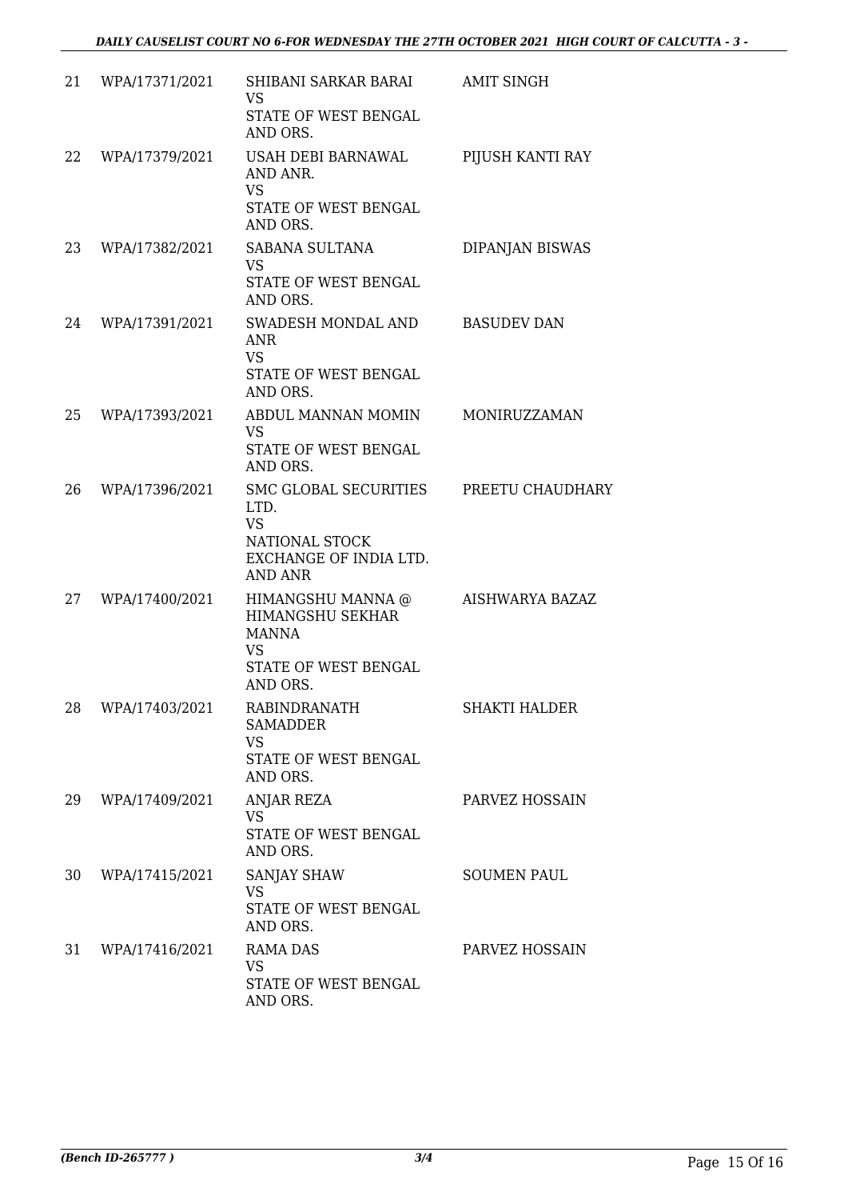| 21 | WPA/17371/2021 | SHIBANI SARKAR BARAI VS STATE OF WEST BENGAL AND ORS. | AMIT SINGH |
|---|---|---|---|
| 22 | WPA/17379/2021 | USAH DEBI BARNAWAL AND ANR. VS STATE OF WEST BENGAL AND ORS. | PIJUSH KANTI RAY |
| 23 | WPA/17382/2021 | SABANA SULTANA VS STATE OF WEST BENGAL AND ORS. | DIPANJAN BISWAS |
| 24 | WPA/17391/2021 | SWADESH MONDAL AND ANR VS STATE OF WEST BENGAL AND ORS. | BASUDEV DAN |
| 25 | WPA/17393/2021 | ABDUL MANNAN MOMIN VS STATE OF WEST BENGAL AND ORS. | MONIRUZZAMAN |
| 26 | WPA/17396/2021 | SMC GLOBAL SECURITIES LTD. VS NATIONAL STOCK EXCHANGE OF INDIA LTD. AND ANR | PREETU CHAUDHARY |
| 27 | WPA/17400/2021 | HIMANGSHU MANNA @ HIMANGSHU SEKHAR MANNA VS STATE OF WEST BENGAL AND ORS. | AISHWARYA BAZAZ |
| 28 | WPA/17403/2021 | RABINDRANATH SAMADDER VS STATE OF WEST BENGAL AND ORS. | SHAKTI HALDER |
| 29 | WPA/17409/2021 | ANJAR REZA VS STATE OF WEST BENGAL AND ORS. | PARVEZ HOSSAIN |
| 30 | WPA/17415/2021 | SANJAY SHAW VS STATE OF WEST BENGAL AND ORS. | SOUMEN PAUL |
| 31 | WPA/17416/2021 | RAMA DAS VS STATE OF WEST BENGAL AND ORS. | PARVEZ HOSSAIN |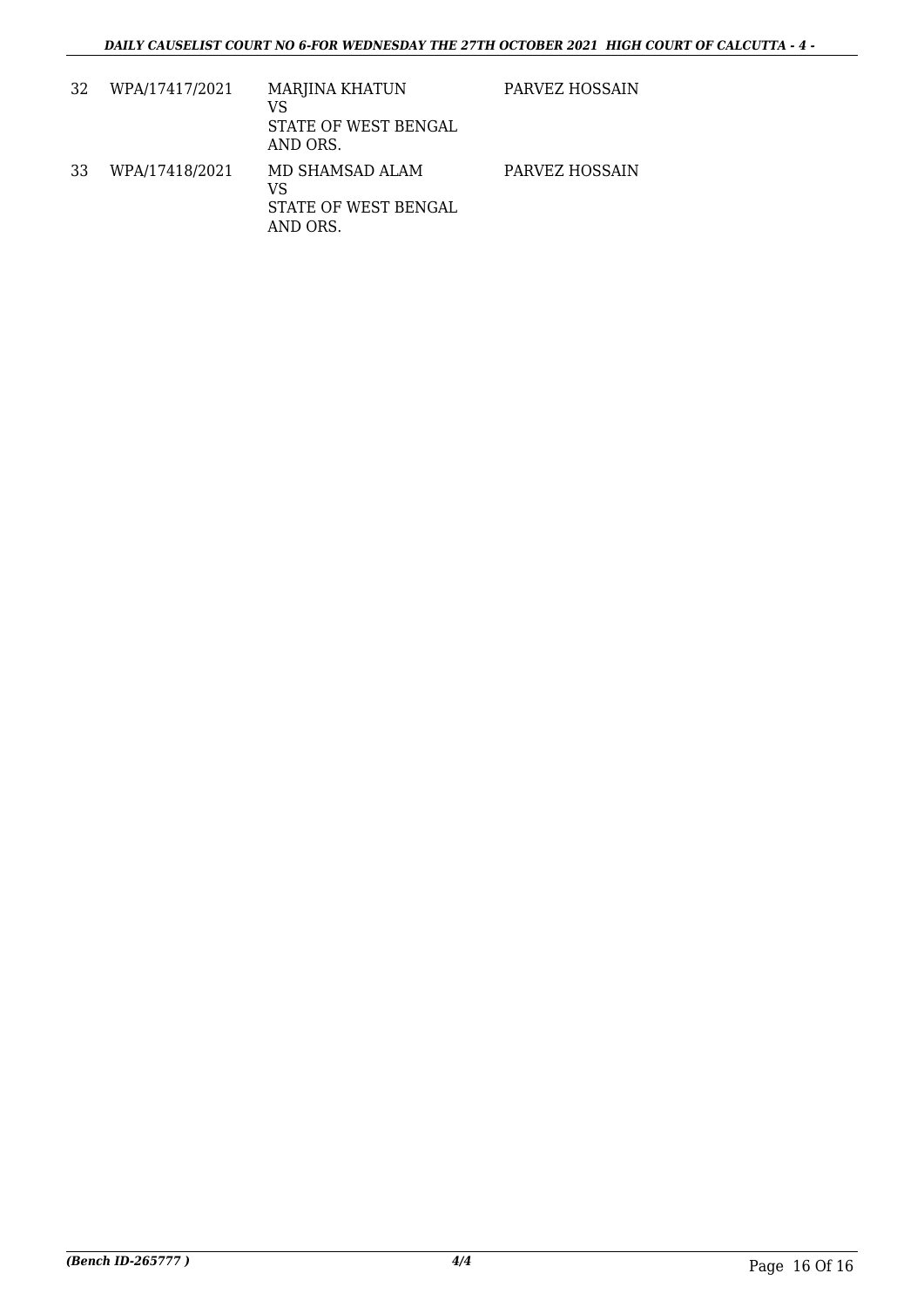| | | | |
|---|---|---|---|
| 32 | WPA/17417/2021 | MARJINA KHATUN<br>VS<br>STATE OF WEST BENGAL AND ORS. | PARVEZ HOSSAIN |
| 33 | WPA/17418/2021 | MD SHAMSAD ALAM<br>VS<br>STATE OF WEST BENGAL AND ORS. | PARVEZ HOSSAIN |